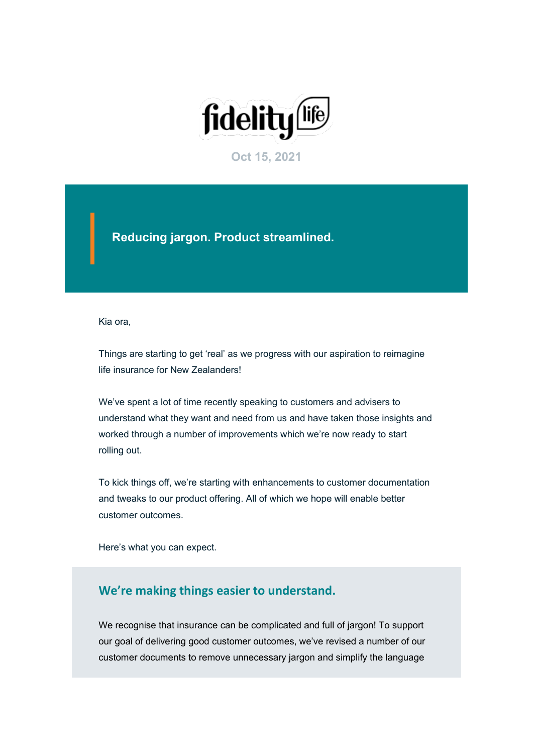fidelity life

Oct 15, 2021

## Reducing jargon. Product streamlined.

Kia ora,

Things are starting to get 'real' as we progress with our aspiration to reimagine life insurance for New Zealanders!

We've spent a lot of time recently speaking to customers and advisers to understand what they want and need from us and have taken those insights and worked through a number of improvements which we're now ready to start rolling out.

To kick things off, we're starting with enhancements to customer documentation and tweaks to our product offering. All of which we hope will enable better customer outcomes.

Here's what you can expect.

### We're making things easier to understand.

We recognise that insurance can be complicated and full of jargon! To support our goal of delivering good customer outcomes, we've revised a number of our customer documents to remove unnecessary jargon and simplify the language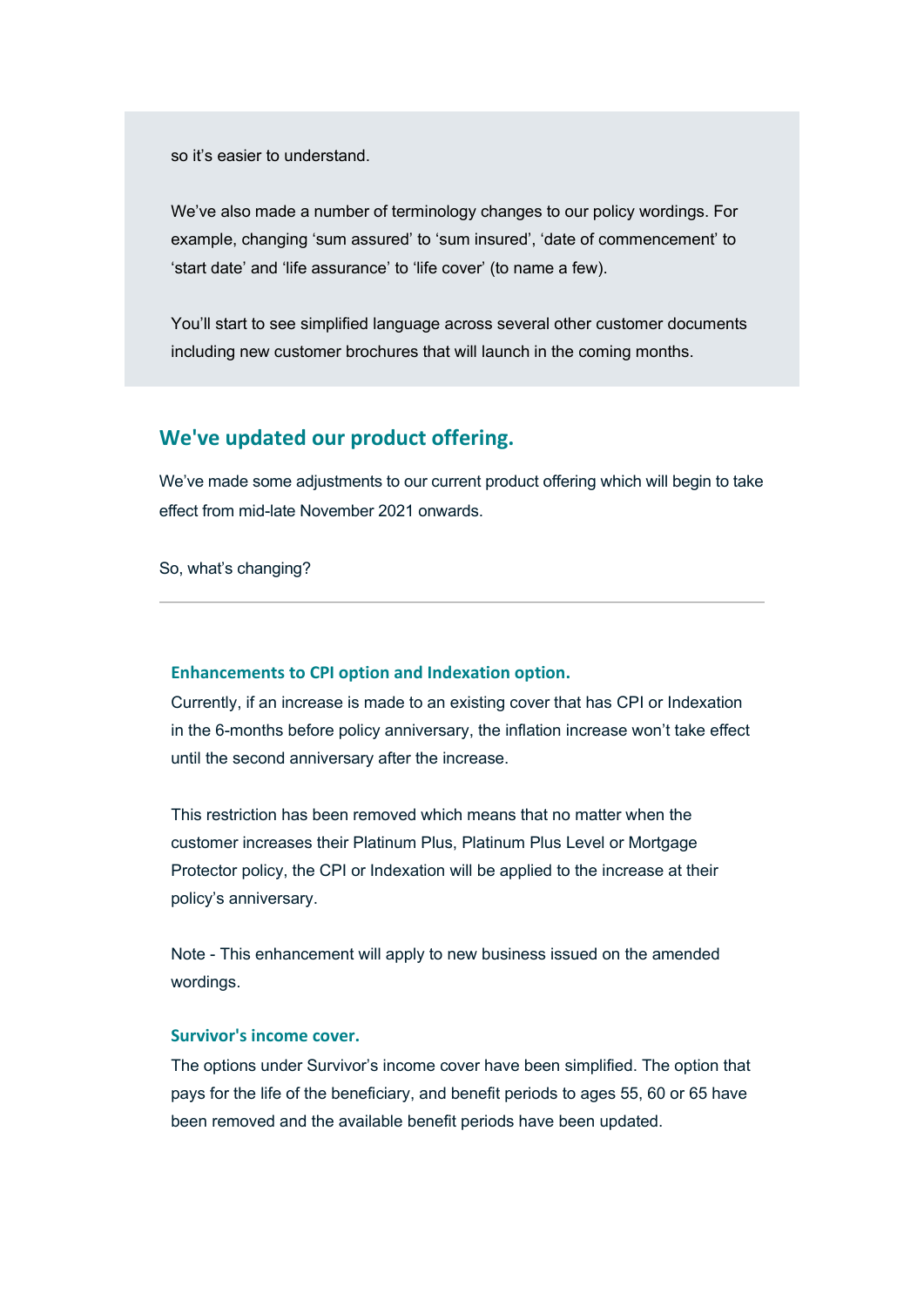so it’s easier to understand.

We’ve also made a number of terminology changes to our policy wordings. For example, changing ‘sum assured’ to ‘sum insured’, ‘date of commencement’ to ‘start date’ and ‘life assurance’ to ‘life cover’ (to name a few).

You’ll start to see simplified language across several other customer documents including new customer brochures that will launch in the coming months.

## We've updated our product offering.

We’ve made some adjustments to our current product offering which will begin to take effect from mid-late November 2021 onwards.

So, what’s changing?

---

### Enhancements to CPI option and Indexation option.

Currently, if an increase is made to an existing cover that has CPI or Indexation in the 6-months before policy anniversary, the inflation increase won’t take effect until the second anniversary after the increase.

This restriction has been removed which means that no matter when the customer increases their Platinum Plus, Platinum Plus Level or Mortgage Protector policy, the CPI or Indexation will be applied to the increase at their policy’s anniversary.

Note - This enhancement will apply to new business issued on the amended wordings.

### Survivor's income cover.

The options under Survivor’s income cover have been simplified. The option that pays for the life of the beneficiary, and benefit periods to ages 55, 60 or 65 have been removed and the available benefit periods have been updated.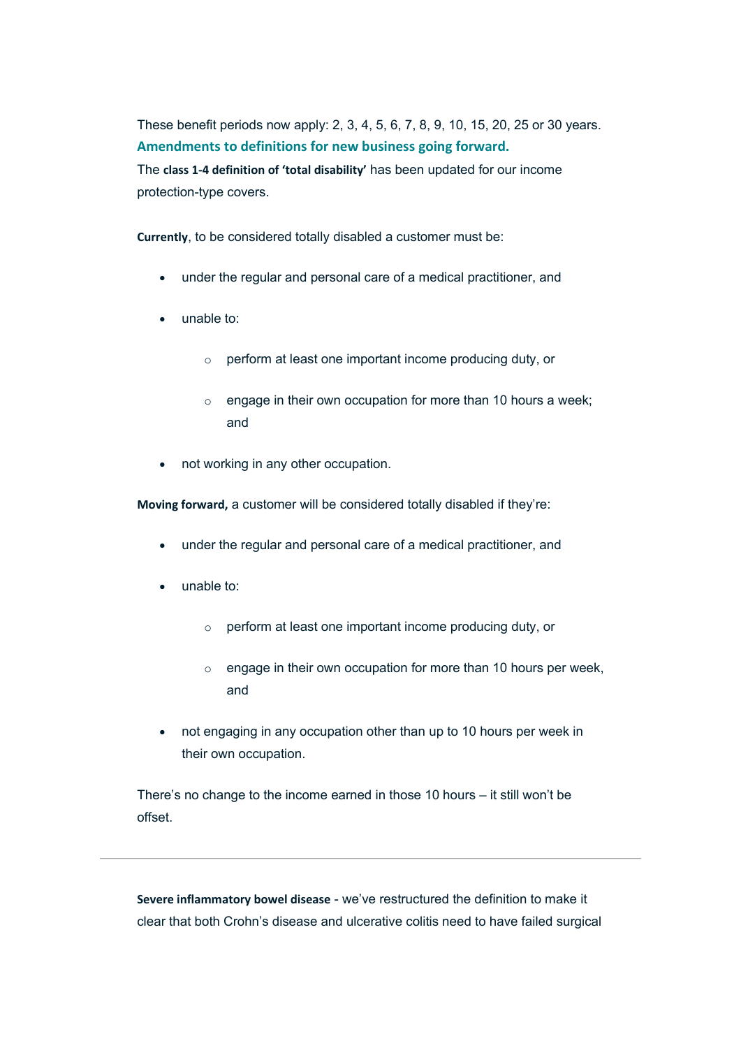These benefit periods now apply: 2, 3, 4, 5, 6, 7, 8, 9, 10, 15, 20, 25 or 30 years.

## Amendments to definitions for new business going forward.

The **class 1-4 definition of 'total disability'** has been updated for our income protection-type covers.

**Currently**, to be considered totally disabled a customer must be:

- under the regular and personal care of a medical practitioner, and
- unable to:
  - perform at least one important income producing duty, or
  - engage in their own occupation for more than 10 hours a week; and
- not working in any other occupation.

**Moving forward,** a customer will be considered totally disabled if they're:

- under the regular and personal care of a medical practitioner, and
- unable to:
  - perform at least one important income producing duty, or
  - engage in their own occupation for more than 10 hours per week, and
- not engaging in any occupation other than up to 10 hours per week in their own occupation.

There's no change to the income earned in those 10 hours – it still won't be offset.

---

**Severe inflammatory bowel disease** - we've restructured the definition to make it clear that both Crohn's disease and ulcerative colitis need to have failed surgical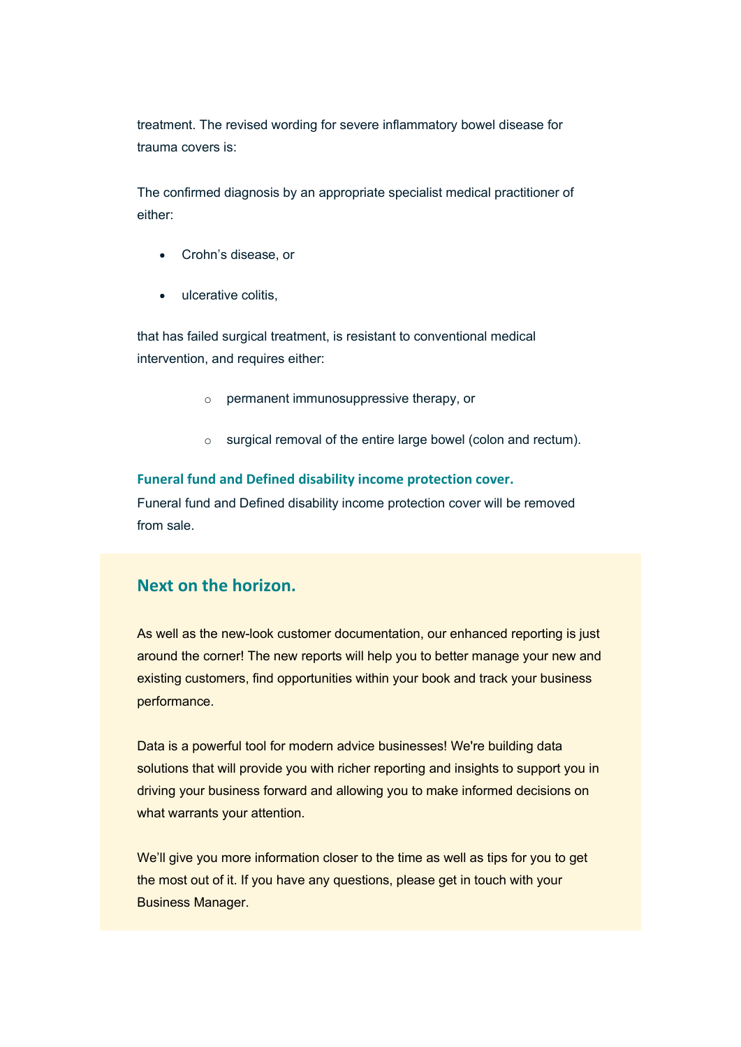treatment. The revised wording for severe inflammatory bowel disease for trauma covers is:

The confirmed diagnosis by an appropriate specialist medical practitioner of either:

- Crohn's disease, or
- ulcerative colitis,

that has failed surgical treatment, is resistant to conventional medical intervention, and requires either:

  - permanent immunosuppressive therapy, or
  - surgical removal of the entire large bowel (colon and rectum).

### Funeral fund and Defined disability income protection cover.

Funeral fund and Defined disability income protection cover will be removed from sale.

## Next on the horizon.

As well as the new-look customer documentation, our enhanced reporting is just around the corner! The new reports will help you to better manage your new and existing customers, find opportunities within your book and track your business performance.

Data is a powerful tool for modern advice businesses! We're building data solutions that will provide you with richer reporting and insights to support you in driving your business forward and allowing you to make informed decisions on what warrants your attention.

We'll give you more information closer to the time as well as tips for you to get the most out of it. If you have any questions, please get in touch with your Business Manager.